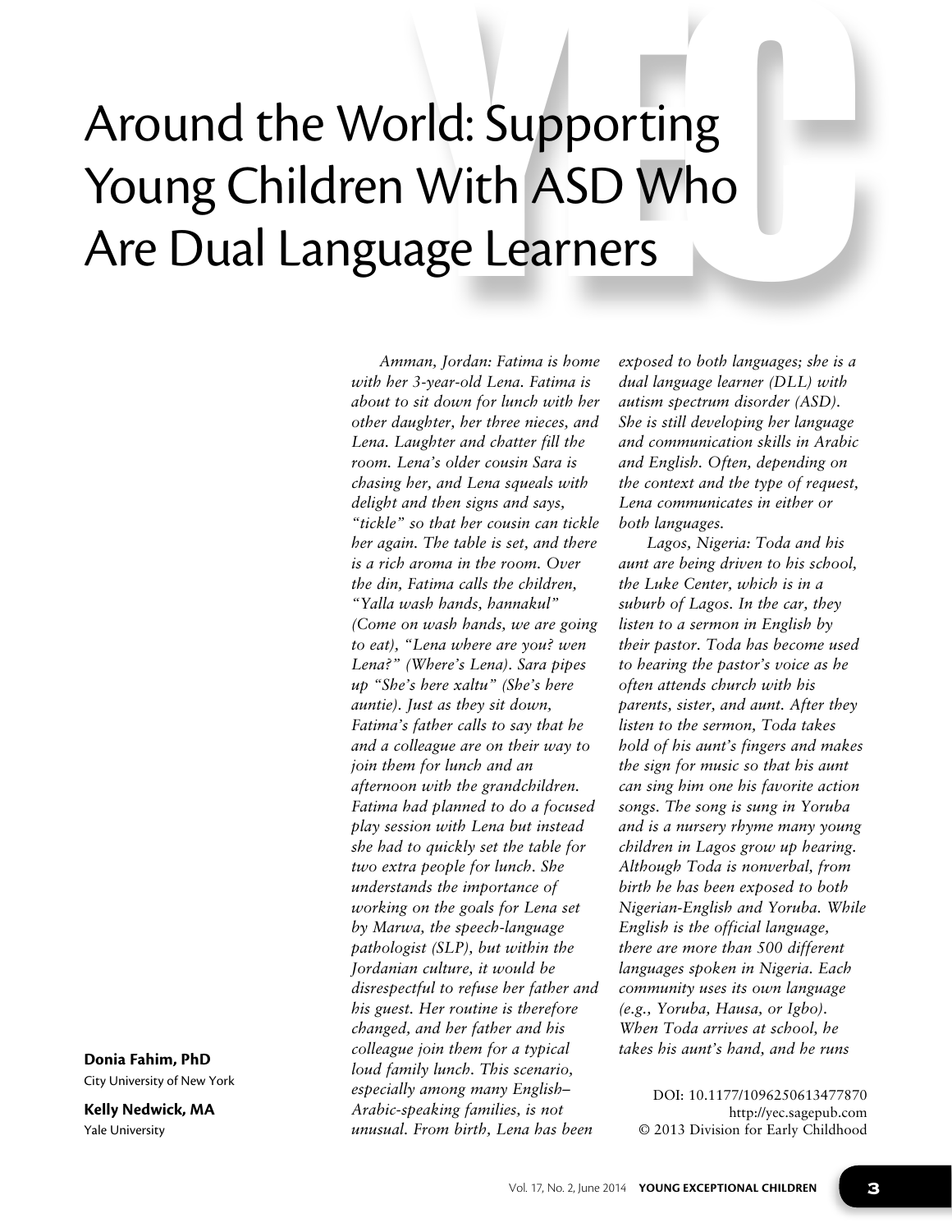# Around the World: Supporting Young Children With ASD Who Are Dual Language Learners

**Donia Fahim, PhD**
City University of New York

**Kelly Nedwick, MA**
Yale University

*Amman, Jordan: Fatima is home with her 3-year-old Lena. Fatima is about to sit down for lunch with her other daughter, her three nieces, and Lena. Laughter and chatter fill the room. Lena's older cousin Sara is chasing her, and Lena squeals with delight and then signs and says, "tickle" so that her cousin can tickle her again. The table is set, and there is a rich aroma in the room. Over the din, Fatima calls the children, "Yalla wash hands, hannakul" (Come on wash hands, we are going to eat), "Lena where are you? wen Lena?" (Where's Lena). Sara pipes up "She's here xaltu" (She's here auntie). Just as they sit down, Fatima's father calls to say that he and a colleague are on their way to join them for lunch and an afternoon with the grandchildren. Fatima had planned to do a focused play session with Lena but instead she had to quickly set the table for two extra people for lunch. She understands the importance of working on the goals for Lena set by Marwa, the speech-language pathologist (SLP), but within the Jordanian culture, it would be disrespectful to refuse her father and his guest. Her routine is therefore changed, and her father and his colleague join them for a typical loud family lunch. This scenario, especially among many English–Arabic-speaking families, is not unusual. From birth, Lena has been exposed to both languages; she is a dual language learner (DLL) with autism spectrum disorder (ASD). She is still developing her language and communication skills in Arabic and English. Often, depending on the context and the type of request, Lena communicates in either or both languages.*

*Lagos, Nigeria: Toda and his aunt are being driven to his school, the Luke Center, which is in a suburb of Lagos. In the car, they listen to a sermon in English by their pastor. Toda has become used to hearing the pastor's voice as he often attends church with his parents, sister, and aunt. After they listen to the sermon, Toda takes hold of his aunt's fingers and makes the sign for music so that his aunt can sing him one his favorite action songs. The song is sung in Yoruba and is a nursery rhyme many young children in Lagos grow up hearing. Although Toda is nonverbal, from birth he has been exposed to both Nigerian-English and Yoruba. While English is the official language, there are more than 500 different languages spoken in Nigeria. Each community uses its own language (e.g., Yoruba, Hausa, or Igbo). When Toda arrives at school, he takes his aunt's hand, and he runs*

DOI: 10.1177/1096250613477870
http://yec.sagepub.com
© 2013 Division for Early Childhood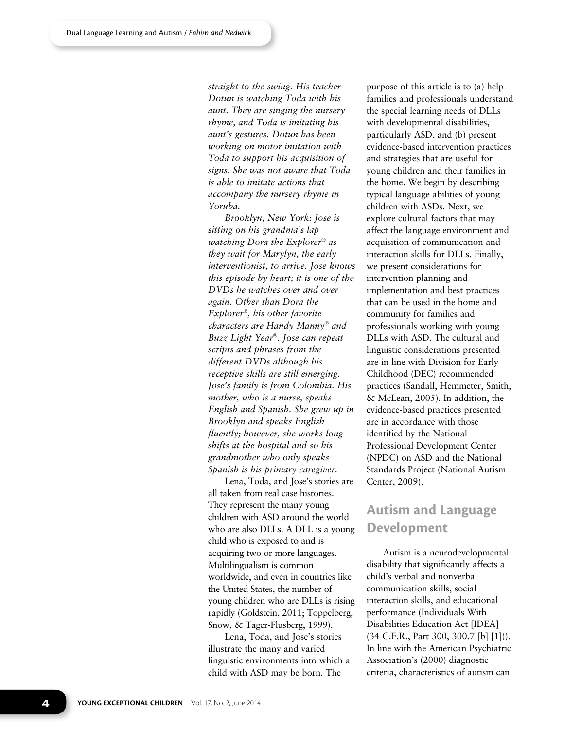*straight to the swing. His teacher Dotun is watching Toda with his aunt. They are singing the nursery rhyme, and Toda is imitating his aunt's gestures. Dotun has been working on motor imitation with Toda to support his acquisition of signs. She was not aware that Toda is able to imitate actions that accompany the nursery rhyme in Yoruba.*

*Brooklyn, New York: Jose is sitting on his grandma's lap watching Dora the Explorer® as they wait for Marylyn, the early interventionist, to arrive. Jose knows this episode by heart; it is one of the DVDs he watches over and over again. Other than Dora the Explorer®, his other favorite characters are Handy Manny® and Buzz Light Year®. Jose can repeat scripts and phrases from the different DVDs although his receptive skills are still emerging. Jose's family is from Colombia. His mother, who is a nurse, speaks English and Spanish. She grew up in Brooklyn and speaks English fluently; however, she works long shifts at the hospital and so his grandmother who only speaks Spanish is his primary caregiver.*

Lena, Toda, and Jose's stories are all taken from real case histories. They represent the many young children with ASD around the world who are also DLLs. A DLL is a young child who is exposed to and is acquiring two or more languages. Multilingualism is common worldwide, and even in countries like the United States, the number of young children who are DLLs is rising rapidly (Goldstein, 2011; Toppelberg, Snow, & Tager-Flusberg, 1999).

Lena, Toda, and Jose's stories illustrate the many and varied linguistic environments into which a child with ASD may be born. The purpose of this article is to (a) help families and professionals understand the special learning needs of DLLs with developmental disabilities, particularly ASD, and (b) present evidence-based intervention practices and strategies that are useful for young children and their families in the home. We begin by describing typical language abilities of young children with ASDs. Next, we explore cultural factors that may affect the language environment and acquisition of communication and interaction skills for DLLs. Finally, we present considerations for intervention planning and implementation and best practices that can be used in the home and community for families and professionals working with young DLLs with ASD. The cultural and linguistic considerations presented are in line with Division for Early Childhood (DEC) recommended practices (Sandall, Hemmeter, Smith, & McLean, 2005). In addition, the evidence-based practices presented are in accordance with those identified by the National Professional Development Center (NPDC) on ASD and the National Standards Project (National Autism Center, 2009).

## Autism and Language Development

Autism is a neurodevelopmental disability that significantly affects a child's verbal and nonverbal communication skills, social interaction skills, and educational performance (Individuals With Disabilities Education Act [IDEA] (34 C.F.R., Part 300, 300.7 [b] [1])). In line with the American Psychiatric Association's (2000) diagnostic criteria, characteristics of autism can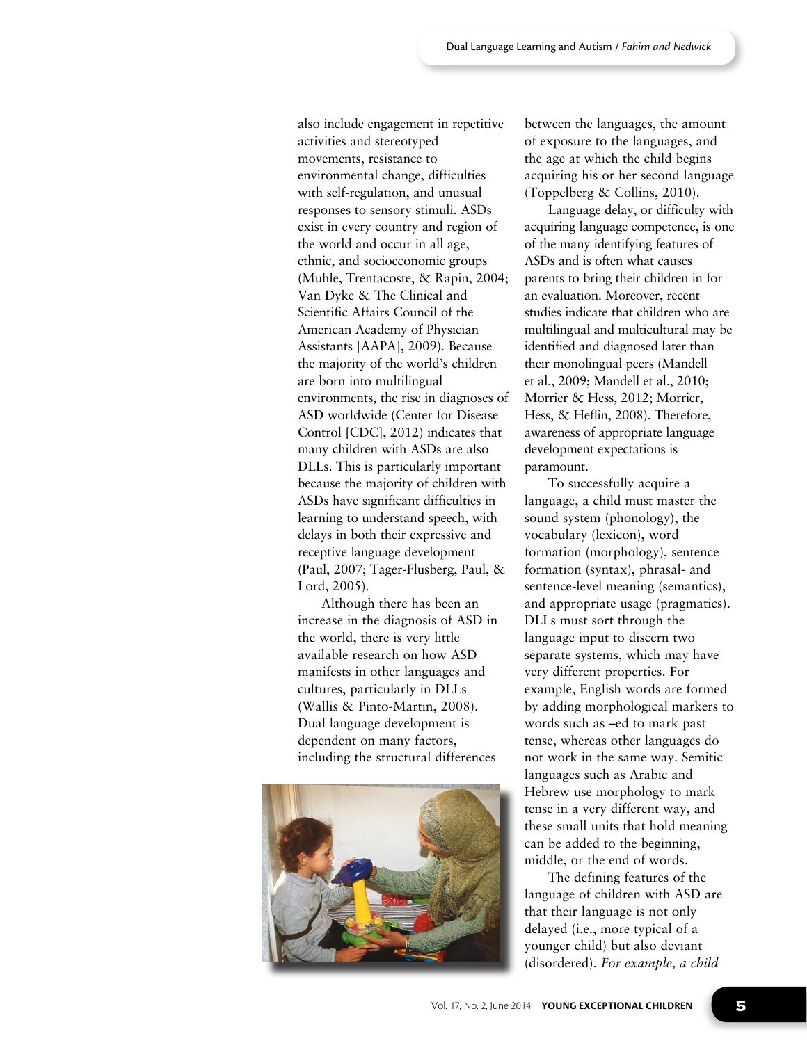also include engagement in repetitive activities and stereotyped movements, resistance to environmental change, difficulties with self-regulation, and unusual responses to sensory stimuli. ASDs exist in every country and region of the world and occur in all age, ethnic, and socioeconomic groups (Muhle, Trentacoste, & Rapin, 2004; Van Dyke & The Clinical and Scientific Affairs Council of the American Academy of Physician Assistants [AAPA], 2009). Because the majority of the world's children are born into multilingual environments, the rise in diagnoses of ASD worldwide (Center for Disease Control [CDC], 2012) indicates that many children with ASDs are also DLLs. This is particularly important because the majority of children with ASDs have significant difficulties in learning to understand speech, with delays in both their expressive and receptive language development (Paul, 2007; Tager-Flusberg, Paul, & Lord, 2005).

Although there has been an increase in the diagnosis of ASD in the world, there is very little available research on how ASD manifests in other languages and cultures, particularly in DLLs (Wallis & Pinto-Martin, 2008). Dual language development is dependent on many factors, including the structural differences between the languages, the amount of exposure to the languages, and the age at which the child begins acquiring his or her second language (Toppelberg & Collins, 2010).

Language delay, or difficulty with acquiring language competence, is one of the many identifying features of ASDs and is often what causes parents to bring their children in for an evaluation. Moreover, recent studies indicate that children who are multilingual and multicultural may be identified and diagnosed later than their monolingual peers (Mandell et al., 2009; Mandell et al., 2010; Morrier & Hess, 2012; Morrier, Hess, & Heflin, 2008). Therefore, awareness of appropriate language development expectations is paramount.

To successfully acquire a language, a child must master the sound system (phonology), the vocabulary (lexicon), word formation (morphology), sentence formation (syntax), phrasal- and sentence-level meaning (semantics), and appropriate usage (pragmatics). DLLs must sort through the language input to discern two separate systems, which may have very different properties. For example, English words are formed by adding morphological markers to words such as –ed to mark past tense, whereas other languages do not work in the same way. Semitic languages such as Arabic and Hebrew use morphology to mark tense in a very different way, and these small units that hold meaning can be added to the beginning, middle, or the end of words.

The defining features of the language of children with ASD are that their language is not only delayed (i.e., more typical of a younger child) but also deviant (disordered). *For example, a child*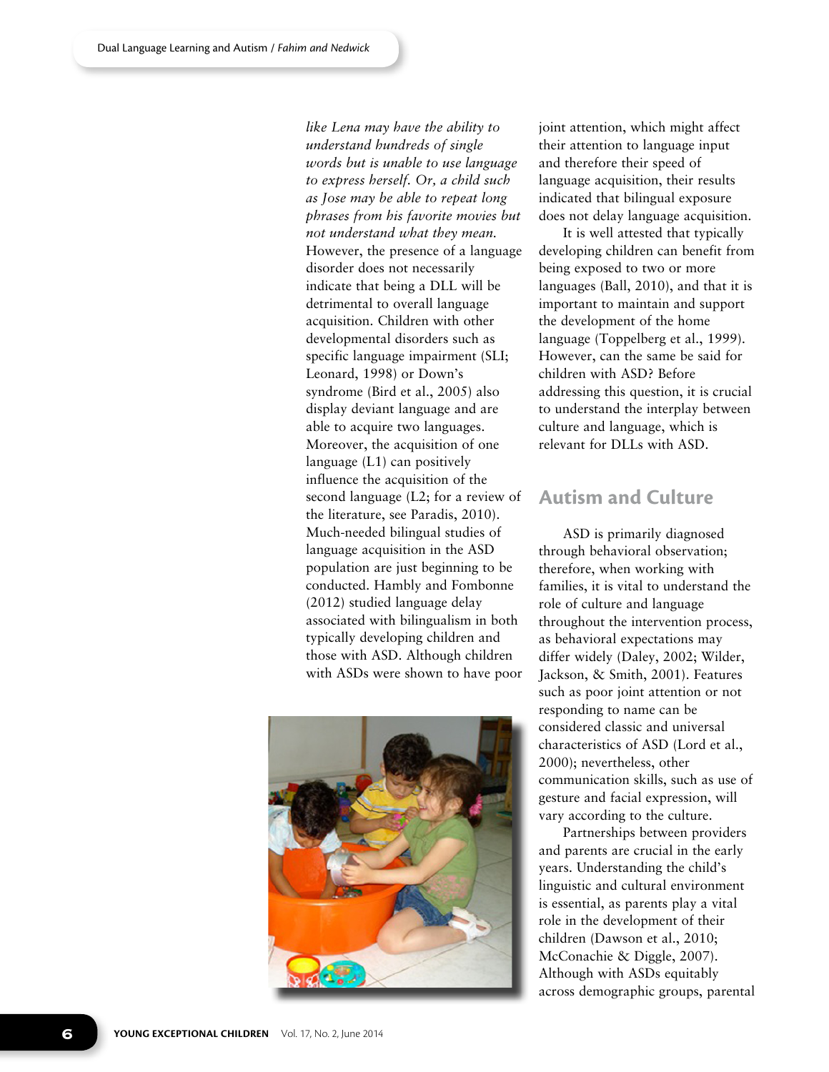*like Lena may have the ability to understand hundreds of single words but is unable to use language to express herself. Or, a child such as Jose may be able to repeat long phrases from his favorite movies but not understand what they mean.* However, the presence of a language disorder does not necessarily indicate that being a DLL will be detrimental to overall language acquisition. Children with other developmental disorders such as specific language impairment (SLI; Leonard, 1998) or Down's syndrome (Bird et al., 2005) also display deviant language and are able to acquire two languages. Moreover, the acquisition of one language (L1) can positively influence the acquisition of the second language (L2; for a review of the literature, see Paradis, 2010). Much-needed bilingual studies of language acquisition in the ASD population are just beginning to be conducted. Hambly and Fombonne (2012) studied language delay associated with bilingualism in both typically developing children and those with ASD. Although children with ASDs were shown to have poor joint attention, which might affect their attention to language input and therefore their speed of language acquisition, their results indicated that bilingual exposure does not delay language acquisition.

It is well attested that typically developing children can benefit from being exposed to two or more languages (Ball, 2010), and that it is important to maintain and support the development of the home language (Toppelberg et al., 1999). However, can the same be said for children with ASD? Before addressing this question, it is crucial to understand the interplay between culture and language, which is relevant for DLLs with ASD.

## Autism and Culture

ASD is primarily diagnosed through behavioral observation; therefore, when working with families, it is vital to understand the role of culture and language throughout the intervention process, as behavioral expectations may differ widely (Daley, 2002; Wilder, Jackson, & Smith, 2001). Features such as poor joint attention or not responding to name can be considered classic and universal characteristics of ASD (Lord et al., 2000); nevertheless, other communication skills, such as use of gesture and facial expression, will vary according to the culture.

Partnerships between providers and parents are crucial in the early years. Understanding the child's linguistic and cultural environment is essential, as parents play a vital role in the development of their children (Dawson et al., 2010; McConachie & Diggle, 2007). Although with ASDs equitably across demographic groups, parental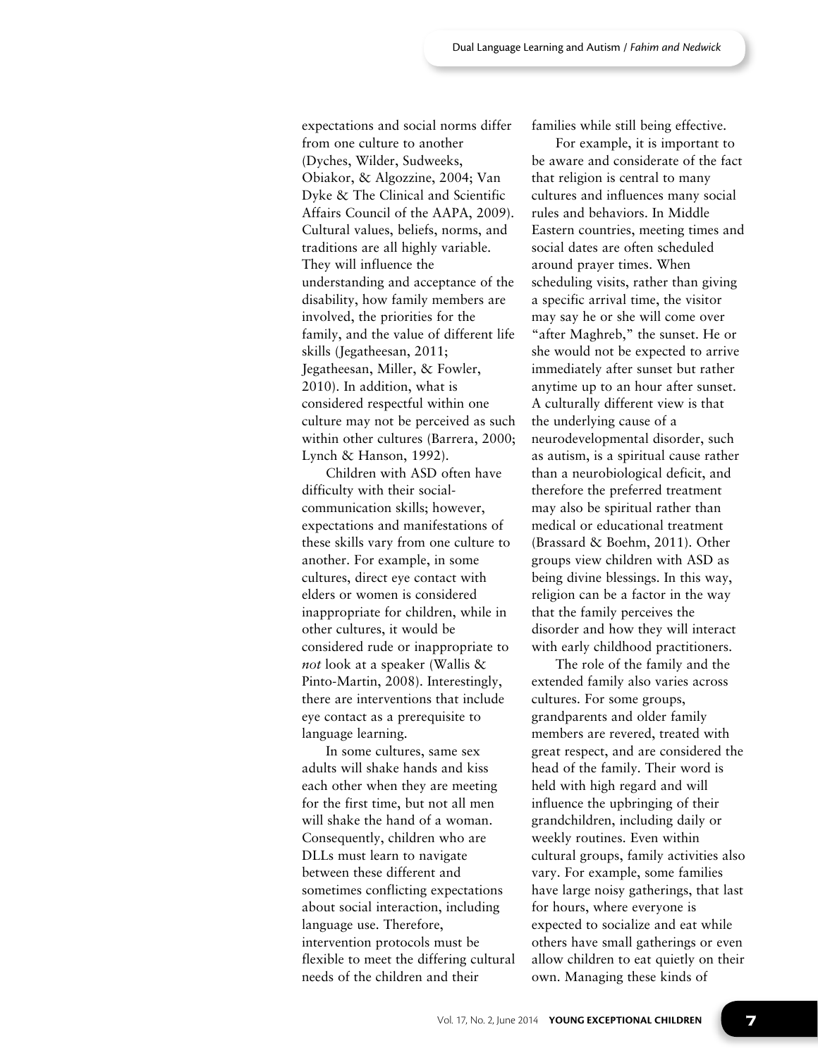expectations and social norms differ from one culture to another (Dyches, Wilder, Sudweeks, Obiakor, & Algozzine, 2004; Van Dyke & The Clinical and Scientific Affairs Council of the AAPA, 2009). Cultural values, beliefs, norms, and traditions are all highly variable. They will influence the understanding and acceptance of the disability, how family members are involved, the priorities for the family, and the value of different life skills (Jegatheesan, 2011; Jegatheesan, Miller, & Fowler, 2010). In addition, what is considered respectful within one culture may not be perceived as such within other cultures (Barrera, 2000; Lynch & Hanson, 1992).

Children with ASD often have difficulty with their social-communication skills; however, expectations and manifestations of these skills vary from one culture to another. For example, in some cultures, direct eye contact with elders or women is considered inappropriate for children, while in other cultures, it would be considered rude or inappropriate to *not* look at a speaker (Wallis & Pinto-Martin, 2008). Interestingly, there are interventions that include eye contact as a prerequisite to language learning.

In some cultures, same sex adults will shake hands and kiss each other when they are meeting for the first time, but not all men will shake the hand of a woman. Consequently, children who are DLLs must learn to navigate between these different and sometimes conflicting expectations about social interaction, including language use. Therefore, intervention protocols must be flexible to meet the differing cultural needs of the children and their families while still being effective.

For example, it is important to be aware and considerate of the fact that religion is central to many cultures and influences many social rules and behaviors. In Middle Eastern countries, meeting times and social dates are often scheduled around prayer times. When scheduling visits, rather than giving a specific arrival time, the visitor may say he or she will come over "after Maghreb," the sunset. He or she would not be expected to arrive immediately after sunset but rather anytime up to an hour after sunset. A culturally different view is that the underlying cause of a neurodevelopmental disorder, such as autism, is a spiritual cause rather than a neurobiological deficit, and therefore the preferred treatment may also be spiritual rather than medical or educational treatment (Brassard & Boehm, 2011). Other groups view children with ASD as being divine blessings. In this way, religion can be a factor in the way that the family perceives the disorder and how they will interact with early childhood practitioners.

The role of the family and the extended family also varies across cultures. For some groups, grandparents and older family members are revered, treated with great respect, and are considered the head of the family. Their word is held with high regard and will influence the upbringing of their grandchildren, including daily or weekly routines. Even within cultural groups, family activities also vary. For example, some families have large noisy gatherings, that last for hours, where everyone is expected to socialize and eat while others have small gatherings or even allow children to eat quietly on their own. Managing these kinds of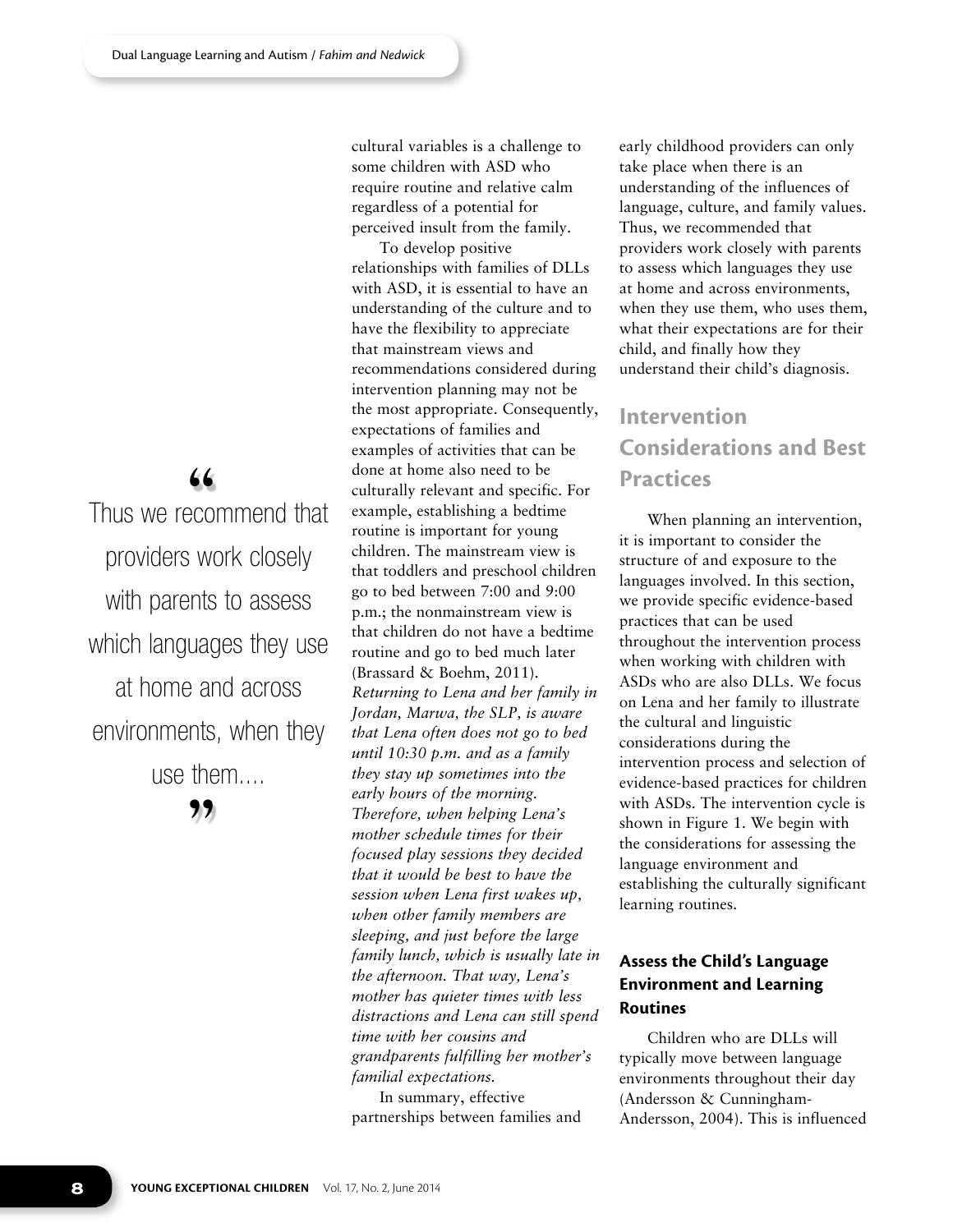cultural variables is a challenge to some children with ASD who require routine and relative calm regardless of a potential for perceived insult from the family.

To develop positive relationships with families of DLLs with ASD, it is essential to have an understanding of the culture and to have the flexibility to appreciate that mainstream views and recommendations considered during intervention planning may not be the most appropriate. Consequently, expectations of families and examples of activities that can be done at home also need to be culturally relevant and specific. For example, establishing a bedtime routine is important for young children. The mainstream view is that toddlers and preschool children go to bed between 7:00 and 9:00 p.m.; the nonmainstream view is that children do not have a bedtime routine and go to bed much later (Brassard & Boehm, 2011). *Returning to Lena and her family in Jordan, Marwa, the SLP, is aware that Lena often does not go to bed until 10:30 p.m. and as a family they stay up sometimes into the early hours of the morning. Therefore, when helping Lena's mother schedule times for their focused play sessions they decided that it would be best to have the session when Lena first wakes up, when other family members are sleeping, and just before the large family lunch, which is usually late in the afternoon. That way, Lena's mother has quieter times with less distractions and Lena can still spend time with her cousins and grandparents fulfilling her mother's familial expectations.*

> “Thus we recommend that providers work closely with parents to assess which languages they use at home and across environments, when they use them....”

In summary, effective partnerships between families and early childhood providers can only take place when there is an understanding of the influences of language, culture, and family values. Thus, we recommended that providers work closely with parents to assess which languages they use at home and across environments, when they use them, who uses them, what their expectations are for their child, and finally how they understand their child's diagnosis.

## Intervention Considerations and Best Practices

When planning an intervention, it is important to consider the structure of and exposure to the languages involved. In this section, we provide specific evidence-based practices that can be used throughout the intervention process when working with children with ASDs who are also DLLs. We focus on Lena and her family to illustrate the cultural and linguistic considerations during the intervention process and selection of evidence-based practices for children with ASDs. The intervention cycle is shown in Figure 1. We begin with the considerations for assessing the language environment and establishing the culturally significant learning routines.

### Assess the Child's Language Environment and Learning Routines

Children who are DLLs will typically move between language environments throughout their day (Andersson & Cunningham-Andersson, 2004). This is influenced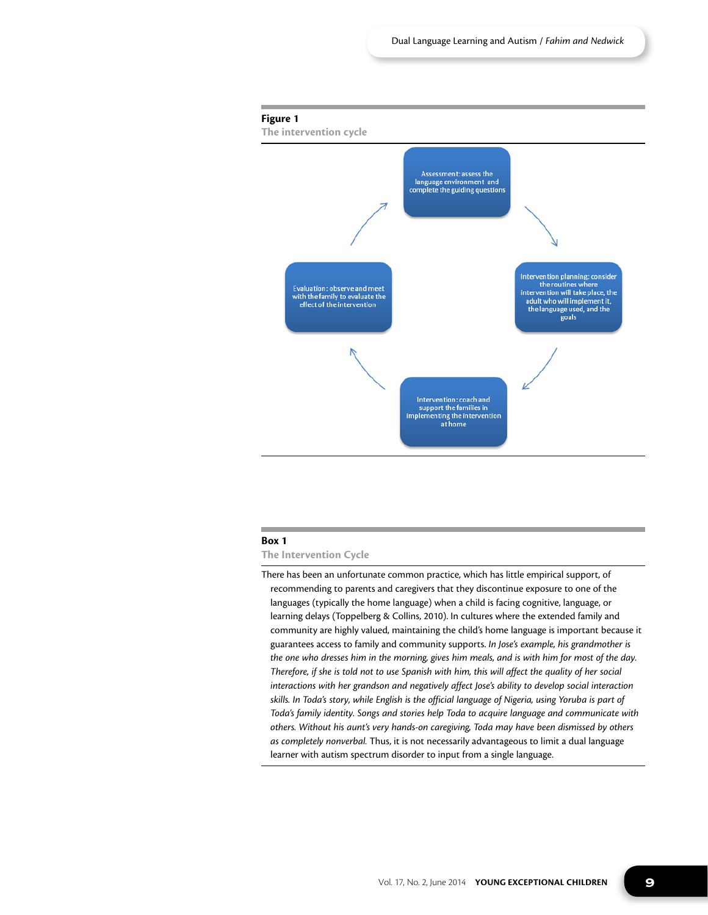**Figure 1**

The intervention cycle

Assessment: assess the language environment and complete the guiding questions

Intervention planning: consider the routines where intervention will take place, the adult who will implement it, the language used, and the goals

Intervention: coach and support the families in implementing the intervention at home

Evaluation: observe and meet with the family to evaluate the effect of the intervention

**Box 1**

The Intervention Cycle

There has been an unfortunate common practice, which has little empirical support, of recommending to parents and caregivers that they discontinue exposure to one of the languages (typically the home language) when a child is facing cognitive, language, or learning delays (Toppelberg & Collins, 2010). In cultures where the extended family and community are highly valued, maintaining the child's home language is important because it guarantees access to family and community supports. *In Jose's example, his grandmother is the one who dresses him in the morning, gives him meals, and is with him for most of the day. Therefore, if she is told not to use Spanish with him, this will affect the quality of her social interactions with her grandson and negatively affect Jose's ability to develop social interaction skills. In Toda's story, while English is the official language of Nigeria, using Yoruba is part of Toda's family identity. Songs and stories help Toda to acquire language and communicate with others. Without his aunt's very hands-on caregiving, Toda may have been dismissed by others as completely nonverbal.* Thus, it is not necessarily advantageous to limit a dual language learner with autism spectrum disorder to input from a single language.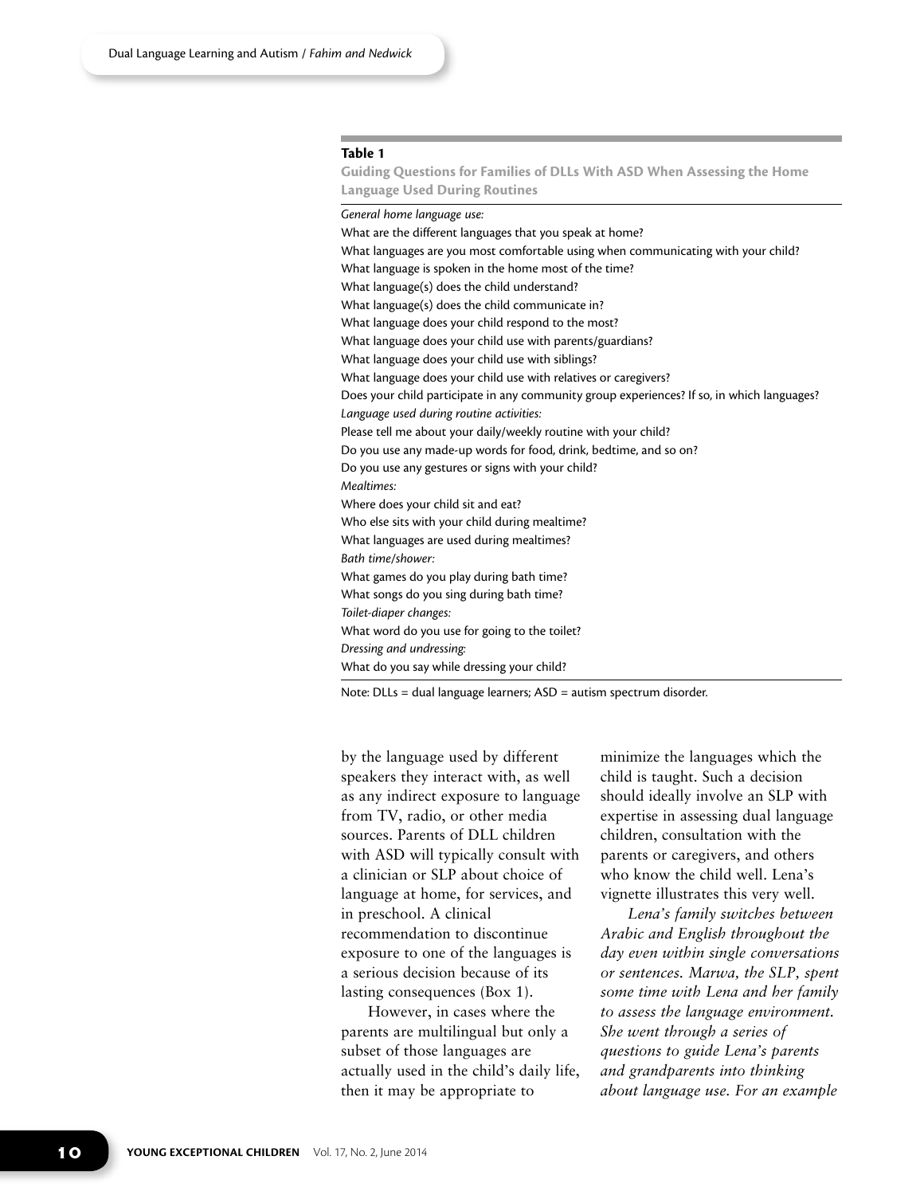**Table 1**

**Guiding Questions for Families of DLLs With ASD When Assessing the Home Language Used During Routines**

| |
|---|
| *General home language use:* |
| What are the different languages that you speak at home? |
| What languages are you most comfortable using when communicating with your child? |
| What language is spoken in the home most of the time? |
| What language(s) does the child understand? |
| What language(s) does the child communicate in? |
| What language does your child respond to the most? |
| What language does your child use with parents/guardians? |
| What language does your child use with siblings? |
| What language does your child use with relatives or caregivers? |
| Does your child participate in any community group experiences? If so, in which languages? |
| *Language used during routine activities:* |
| Please tell me about your daily/weekly routine with your child? |
| Do you use any made-up words for food, drink, bedtime, and so on? |
| Do you use any gestures or signs with your child? |
| *Mealtimes:* |
| Where does your child sit and eat? |
| Who else sits with your child during mealtime? |
| What languages are used during mealtimes? |
| *Bath time/shower:* |
| What games do you play during bath time? |
| What songs do you sing during bath time? |
| *Toilet-diaper changes:* |
| What word do you use for going to the toilet? |
| *Dressing and undressing:* |
| What do you say while dressing your child? |

Note: DLLs = dual language learners; ASD = autism spectrum disorder.

by the language used by different speakers they interact with, as well as any indirect exposure to language from TV, radio, or other media sources. Parents of DLL children with ASD will typically consult with a clinician or SLP about choice of language at home, for services, and in preschool. A clinical recommendation to discontinue exposure to one of the languages is a serious decision because of its lasting consequences (Box 1).

However, in cases where the parents are multilingual but only a subset of those languages are actually used in the child's daily life, then it may be appropriate to minimize the languages which the child is taught. Such a decision should ideally involve an SLP with expertise in assessing dual language children, consultation with the parents or caregivers, and others who know the child well. Lena's vignette illustrates this very well.

*Lena's family switches between Arabic and English throughout the day even within single conversations or sentences. Marwa, the SLP, spent some time with Lena and her family to assess the language environment. She went through a series of questions to guide Lena's parents and grandparents into thinking about language use. For an example*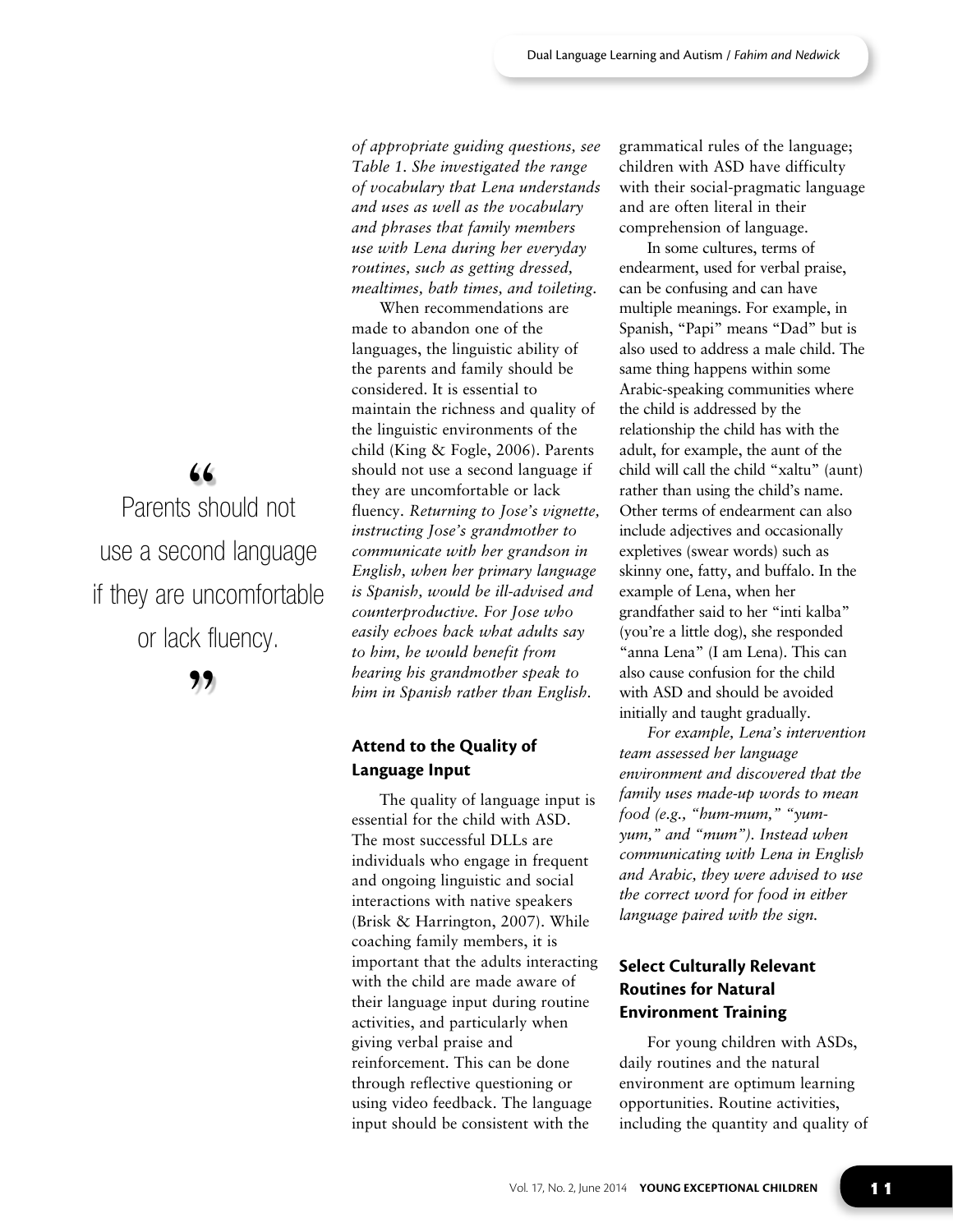*of appropriate guiding questions, see Table 1. She investigated the range of vocabulary that Lena understands and uses as well as the vocabulary and phrases that family members use with Lena during her everyday routines, such as getting dressed, mealtimes, bath times, and toileting.*

When recommendations are made to abandon one of the languages, the linguistic ability of the parents and family should be considered. It is essential to maintain the richness and quality of the linguistic environments of the child (King & Fogle, 2006). Parents should not use a second language if they are uncomfortable or lack fluency. *Returning to Jose's vignette, instructing Jose's grandmother to communicate with her grandson in English, when her primary language is Spanish, would be ill-advised and counterproductive. For Jose who easily echoes back what adults say to him, he would benefit from hearing his grandmother speak to him in Spanish rather than English.*

> "Parents should not use a second language if they are uncomfortable or lack fluency."

## Attend to the Quality of Language Input

The quality of language input is essential for the child with ASD. The most successful DLLs are individuals who engage in frequent and ongoing linguistic and social interactions with native speakers (Brisk & Harrington, 2007). While coaching family members, it is important that the adults interacting with the child are made aware of their language input during routine activities, and particularly when giving verbal praise and reinforcement. This can be done through reflective questioning or using video feedback. The language input should be consistent with the grammatical rules of the language; children with ASD have difficulty with their social-pragmatic language and are often literal in their comprehension of language.

In some cultures, terms of endearment, used for verbal praise, can be confusing and can have multiple meanings. For example, in Spanish, "Papi" means "Dad" but is also used to address a male child. The same thing happens within some Arabic-speaking communities where the child is addressed by the relationship the child has with the adult, for example, the aunt of the child will call the child "xaltu" (aunt) rather than using the child's name. Other terms of endearment can also include adjectives and occasionally expletives (swear words) such as skinny one, fatty, and buffalo. In the example of Lena, when her grandfather said to her "inti kalba" (you're a little dog), she responded "anna Lena" (I am Lena). This can also cause confusion for the child with ASD and should be avoided initially and taught gradually.

*For example, Lena's intervention team assessed her language environment and discovered that the family uses made-up words to mean food (e.g., "hum-mum," "yum-yum," and "mum"). Instead when communicating with Lena in English and Arabic, they were advised to use the correct word for food in either language paired with the sign.*

## Select Culturally Relevant Routines for Natural Environment Training

For young children with ASDs, daily routines and the natural environment are optimum learning opportunities. Routine activities, including the quantity and quality of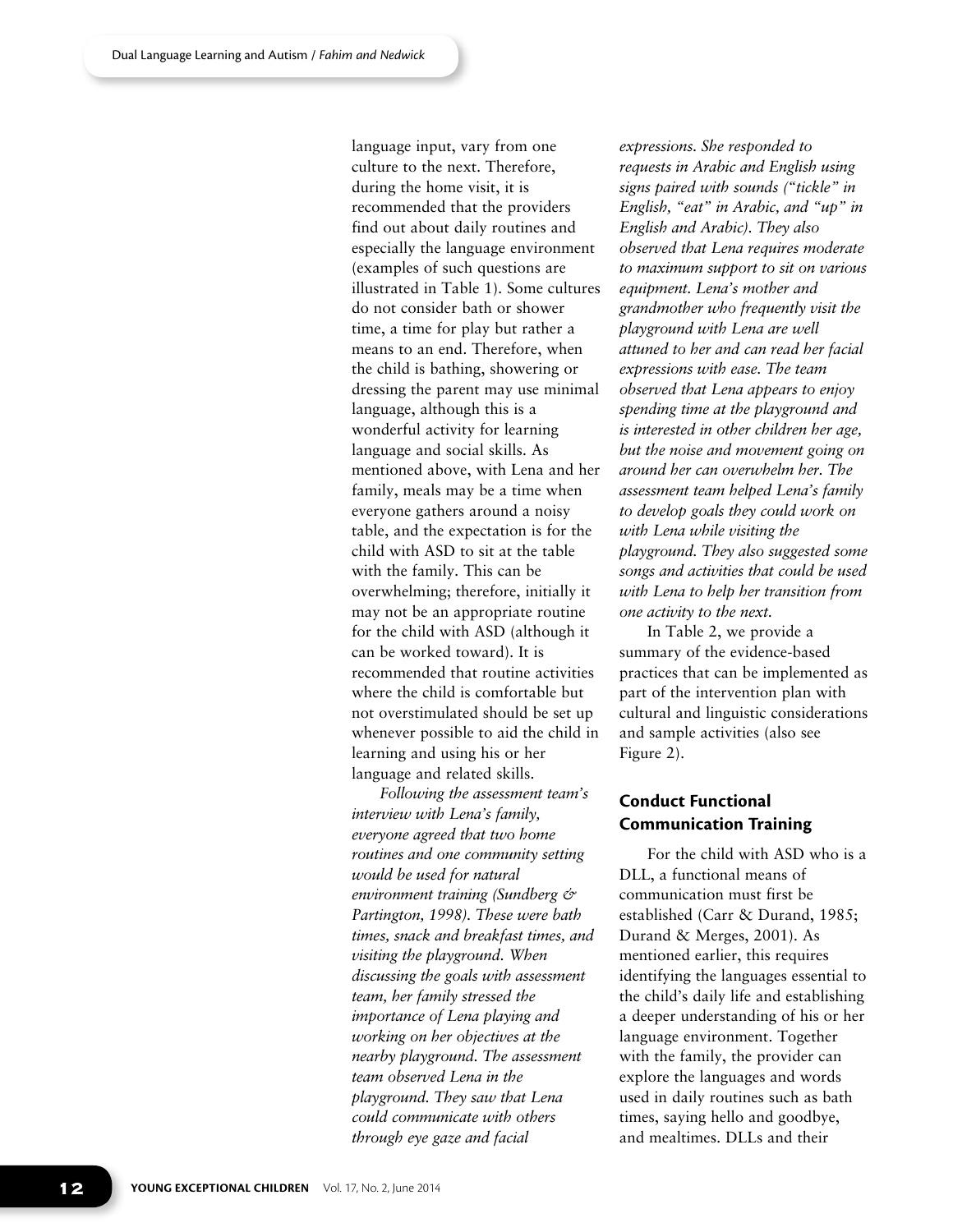language input, vary from one culture to the next. Therefore, during the home visit, it is recommended that the providers find out about daily routines and especially the language environment (examples of such questions are illustrated in Table 1). Some cultures do not consider bath or shower time, a time for play but rather a means to an end. Therefore, when the child is bathing, showering or dressing the parent may use minimal language, although this is a wonderful activity for learning language and social skills. As mentioned above, with Lena and her family, meals may be a time when everyone gathers around a noisy table, and the expectation is for the child with ASD to sit at the table with the family. This can be overwhelming; therefore, initially it may not be an appropriate routine for the child with ASD (although it can be worked toward). It is recommended that routine activities where the child is comfortable but not overstimulated should be set up whenever possible to aid the child in learning and using his or her language and related skills.

*Following the assessment team's interview with Lena's family, everyone agreed that two home routines and one community setting would be used for natural environment training (Sundberg & Partington, 1998). These were bath times, snack and breakfast times, and visiting the playground. When discussing the goals with assessment team, her family stressed the importance of Lena playing and working on her objectives at the nearby playground. The assessment team observed Lena in the playground. They saw that Lena could communicate with others through eye gaze and facial expressions. She responded to requests in Arabic and English using signs paired with sounds ("tickle" in English, "eat" in Arabic, and "up" in English and Arabic). They also observed that Lena requires moderate to maximum support to sit on various equipment. Lena's mother and grandmother who frequently visit the playground with Lena are well attuned to her and can read her facial expressions with ease. The team observed that Lena appears to enjoy spending time at the playground and is interested in other children her age, but the noise and movement going on around her can overwhelm her. The assessment team helped Lena's family to develop goals they could work on with Lena while visiting the playground. They also suggested some songs and activities that could be used with Lena to help her transition from one activity to the next.*

In Table 2, we provide a summary of the evidence-based practices that can be implemented as part of the intervention plan with cultural and linguistic considerations and sample activities (also see Figure 2).

## Conduct Functional Communication Training

For the child with ASD who is a DLL, a functional means of communication must first be established (Carr & Durand, 1985; Durand & Merges, 2001). As mentioned earlier, this requires identifying the languages essential to the child's daily life and establishing a deeper understanding of his or her language environment. Together with the family, the provider can explore the languages and words used in daily routines such as bath times, saying hello and goodbye, and mealtimes. DLLs and their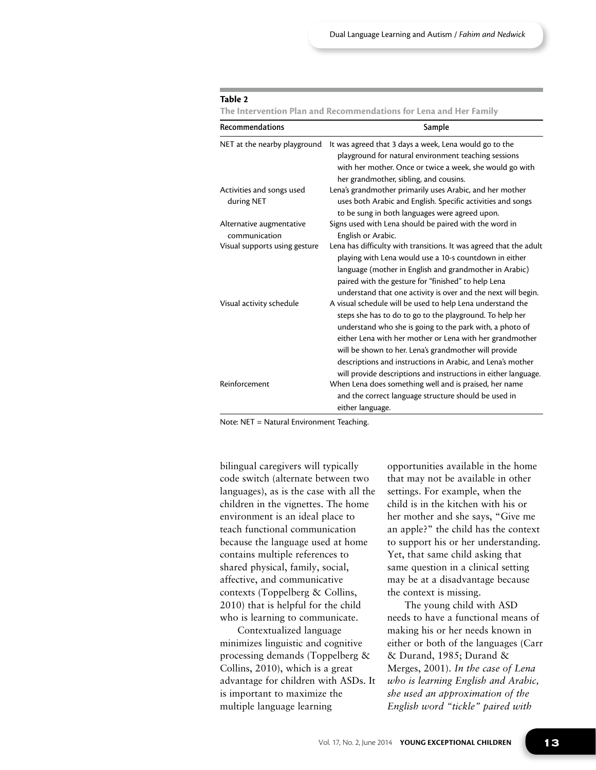**Table 2**

**The Intervention Plan and Recommendations for Lena and Her Family**

| Recommendations | Sample |
|---|---|
| NET at the nearby playground | It was agreed that 3 days a week, Lena would go to the playground for natural environment teaching sessions with her mother. Once or twice a week, she would go with her grandmother, sibling, and cousins. |
| Activities and songs used during NET | Lena's grandmother primarily uses Arabic, and her mother uses both Arabic and English. Specific activities and songs to be sung in both languages were agreed upon. |
| Alternative augmentative communication | Signs used with Lena should be paired with the word in English or Arabic. |
| Visual supports using gesture | Lena has difficulty with transitions. It was agreed that the adult playing with Lena would use a 10-s countdown in either language (mother in English and grandmother in Arabic) paired with the gesture for "finished" to help Lena understand that one activity is over and the next will begin. |
| Visual activity schedule | A visual schedule will be used to help Lena understand the steps she has to do to go to the playground. To help her understand who she is going to the park with, a photo of either Lena with her mother or Lena with her grandmother will be shown to her. Lena's grandmother will provide descriptions and instructions in Arabic, and Lena's mother will provide descriptions and instructions in either language. |
| Reinforcement | When Lena does something well and is praised, her name and the correct language structure should be used in either language. |

Note: NET = Natural Environment Teaching.

bilingual caregivers will typically code switch (alternate between two languages), as is the case with all the children in the vignettes. The home environment is an ideal place to teach functional communication because the language used at home contains multiple references to shared physical, family, social, affective, and communicative contexts (Toppelberg & Collins, 2010) that is helpful for the child who is learning to communicate.

Contextualized language minimizes linguistic and cognitive processing demands (Toppelberg & Collins, 2010), which is a great advantage for children with ASDs. It is important to maximize the multiple language learning opportunities available in the home that may not be available in other settings. For example, when the child is in the kitchen with his or her mother and she says, "Give me an apple?" the child has the context to support his or her understanding. Yet, that same child asking that same question in a clinical setting may be at a disadvantage because the context is missing.

The young child with ASD needs to have a functional means of making his or her needs known in either or both of the languages (Carr & Durand, 1985; Durand & Merges, 2001). *In the case of Lena who is learning English and Arabic, she used an approximation of the English word "tickle" paired with*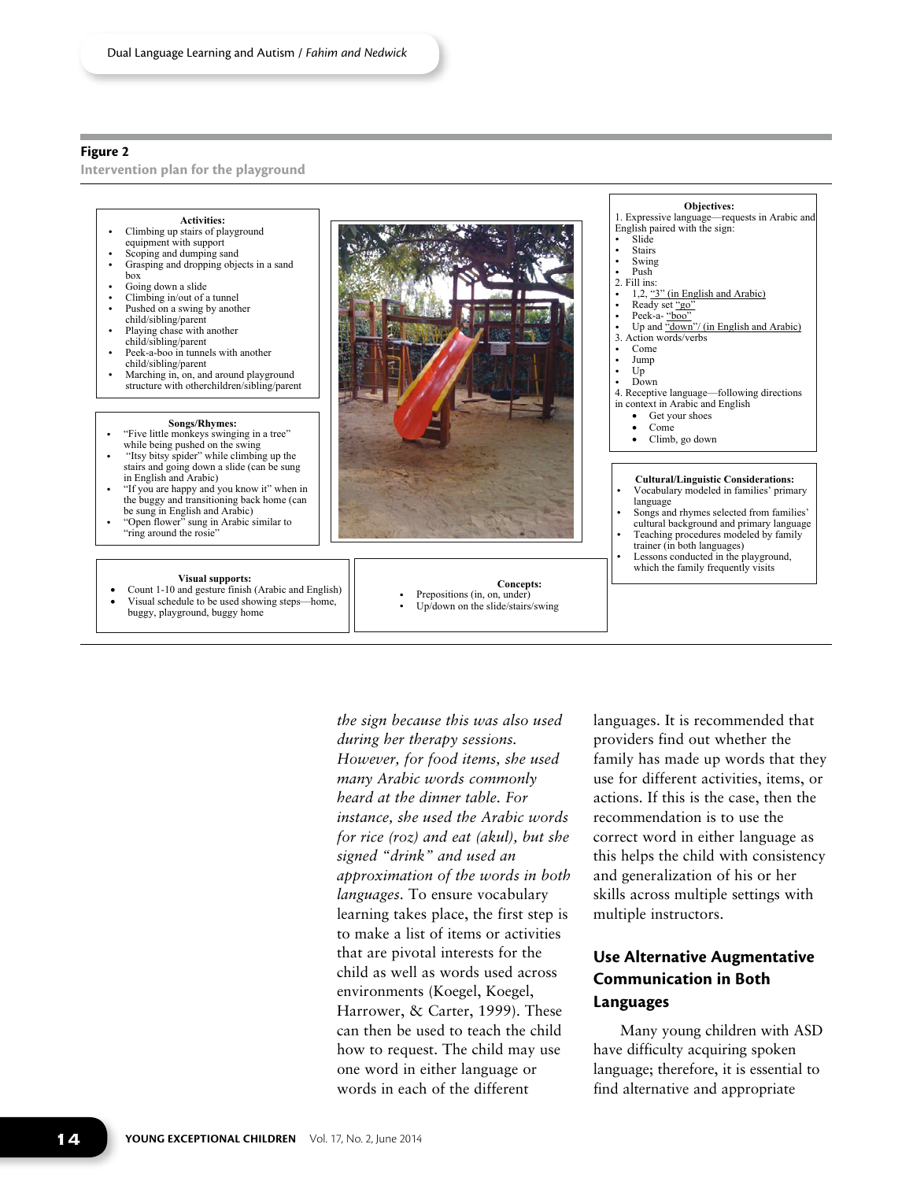**Figure 2**

**Intervention plan for the playground**

**Activities:**

- Climbing up stairs of playground equipment with support
- Scoping and dumping sand
- Grasping and dropping objects in a sand box
- Going down a slide
- Climbing in/out of a tunnel
- Pushed on a swing by another child/sibling/parent
- Playing chase with another child/sibling/parent
- Peek-a-boo in tunnels with another child/sibling/parent
- Marching in, on, and around playground structure with otherchildren/sibling/parent

**Songs/Rhymes:**

- "Five little monkeys swinging in a tree" while being pushed on the swing
- "Itsy bitsy spider" while climbing up the stairs and going down a slide (can be sung in English and Arabic)
- "If you are happy and you know it" when in the buggy and transitioning back home (can be sung in English and Arabic)
- "Open flower" sung in Arabic similar to "ring around the rosie"

**Objectives:**

1. Expressive language—requests in Arabic and English paired with the sign:
   - Slide
   - Stairs
   - Swing
   - Push
2. Fill ins:
   - 1,2, "3" (in English and Arabic)
   - Ready set "go"
   - Peek-a- "boo"
   - Up and "down"/ (in English and Arabic)
3. Action words/verbs
   - Come
   - Jump
   - Up
   - Down
4. Receptive language—following directions in context in Arabic and English
   - Get your shoes
   - Come
   - Climb, go down

**Cultural/Linguistic Considerations:**

- Vocabulary modeled in families' primary language
- Songs and rhymes selected from families' cultural background and primary language
- Teaching procedures modeled by family trainer (in both languages)
- Lessons conducted in the playground, which the family frequently visits

**Visual supports:**

- Count 1-10 and gesture finish (Arabic and English)
- Visual schedule to be used showing steps—home, buggy, playground, buggy home

**Concepts:**

- Prepositions (in, on, under)
- Up/down on the slide/stairs/swing

*the sign because this was also used during her therapy sessions. However, for food items, she used many Arabic words commonly heard at the dinner table. For instance, she used the Arabic words for rice (roz) and eat (akul), but she signed "drink" and used an approximation of the words in both languages.* To ensure vocabulary learning takes place, the first step is to make a list of items or activities that are pivotal interests for the child as well as words used across environments (Koegel, Koegel, Harrower, & Carter, 1999). These can then be used to teach the child how to request. The child may use one word in either language or words in each of the different languages. It is recommended that providers find out whether the family has made up words that they use for different activities, items, or actions. If this is the case, then the recommendation is to use the correct word in either language as this helps the child with consistency and generalization of his or her skills across multiple settings with multiple instructors.

## Use Alternative Augmentative Communication in Both Languages

Many young children with ASD have difficulty acquiring spoken language; therefore, it is essential to find alternative and appropriate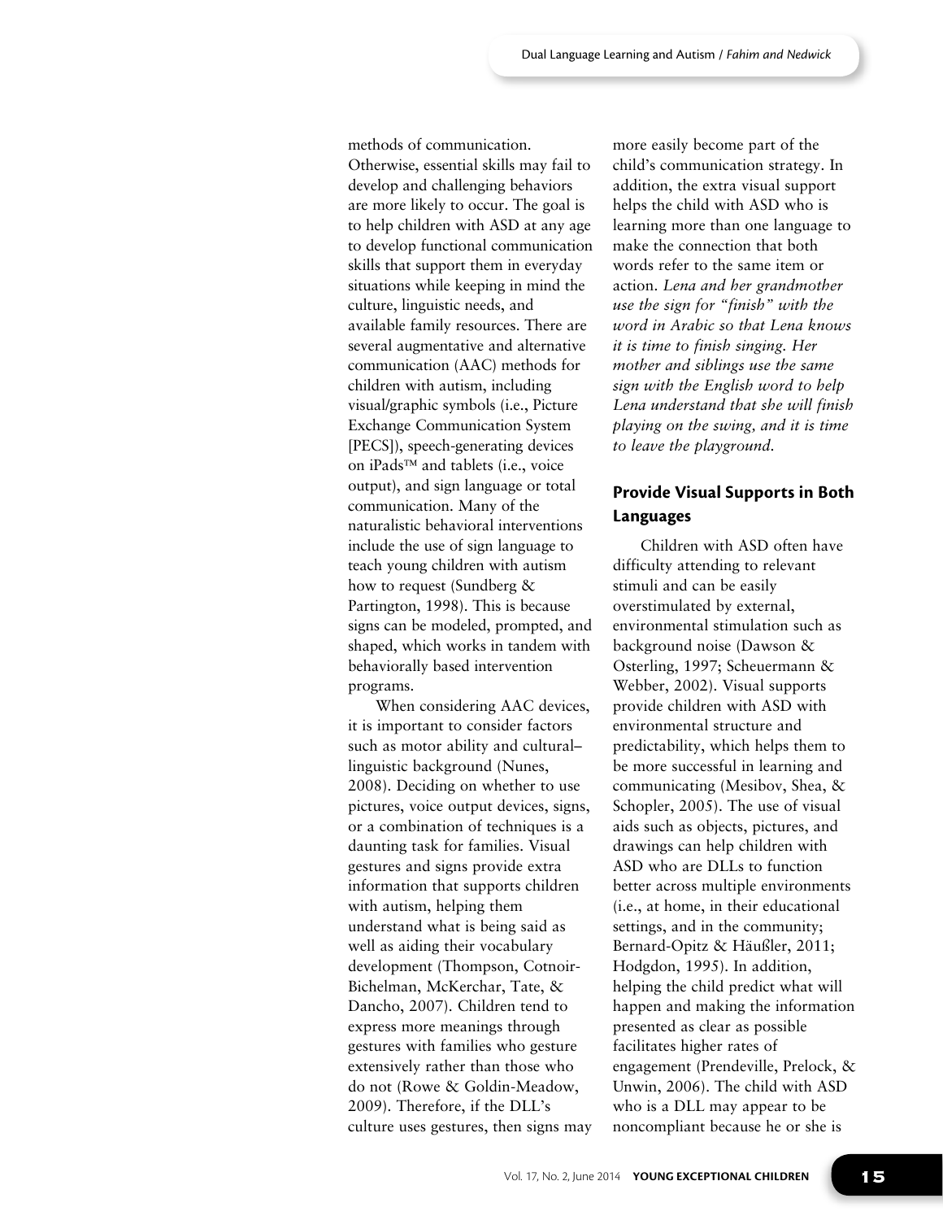methods of communication. Otherwise, essential skills may fail to develop and challenging behaviors are more likely to occur. The goal is to help children with ASD at any age to develop functional communication skills that support them in everyday situations while keeping in mind the culture, linguistic needs, and available family resources. There are several augmentative and alternative communication (AAC) methods for children with autism, including visual/graphic symbols (i.e., Picture Exchange Communication System [PECS]), speech-generating devices on iPads™ and tablets (i.e., voice output), and sign language or total communication. Many of the naturalistic behavioral interventions include the use of sign language to teach young children with autism how to request (Sundberg & Partington, 1998). This is because signs can be modeled, prompted, and shaped, which works in tandem with behaviorally based intervention programs.

When considering AAC devices, it is important to consider factors such as motor ability and cultural–linguistic background (Nunes, 2008). Deciding on whether to use pictures, voice output devices, signs, or a combination of techniques is a daunting task for families. Visual gestures and signs provide extra information that supports children with autism, helping them understand what is being said as well as aiding their vocabulary development (Thompson, Cotnoir-Bichelman, McKerchar, Tate, & Dancho, 2007). Children tend to express more meanings through gestures with families who gesture extensively rather than those who do not (Rowe & Goldin-Meadow, 2009). Therefore, if the DLL's culture uses gestures, then signs may more easily become part of the child's communication strategy. In addition, the extra visual support helps the child with ASD who is learning more than one language to make the connection that both words refer to the same item or action. *Lena and her grandmother use the sign for "finish" with the word in Arabic so that Lena knows it is time to finish singing. Her mother and siblings use the same sign with the English word to help Lena understand that she will finish playing on the swing, and it is time to leave the playground.*

## Provide Visual Supports in Both Languages

Children with ASD often have difficulty attending to relevant stimuli and can be easily overstimulated by external, environmental stimulation such as background noise (Dawson & Osterling, 1997; Scheuermann & Webber, 2002). Visual supports provide children with ASD with environmental structure and predictability, which helps them to be more successful in learning and communicating (Mesibov, Shea, & Schopler, 2005). The use of visual aids such as objects, pictures, and drawings can help children with ASD who are DLLs to function better across multiple environments (i.e., at home, in their educational settings, and in the community; Bernard-Opitz & Häußler, 2011; Hodgdon, 1995). In addition, helping the child predict what will happen and making the information presented as clear as possible facilitates higher rates of engagement (Prendeville, Prelock, & Unwin, 2006). The child with ASD who is a DLL may appear to be noncompliant because he or she is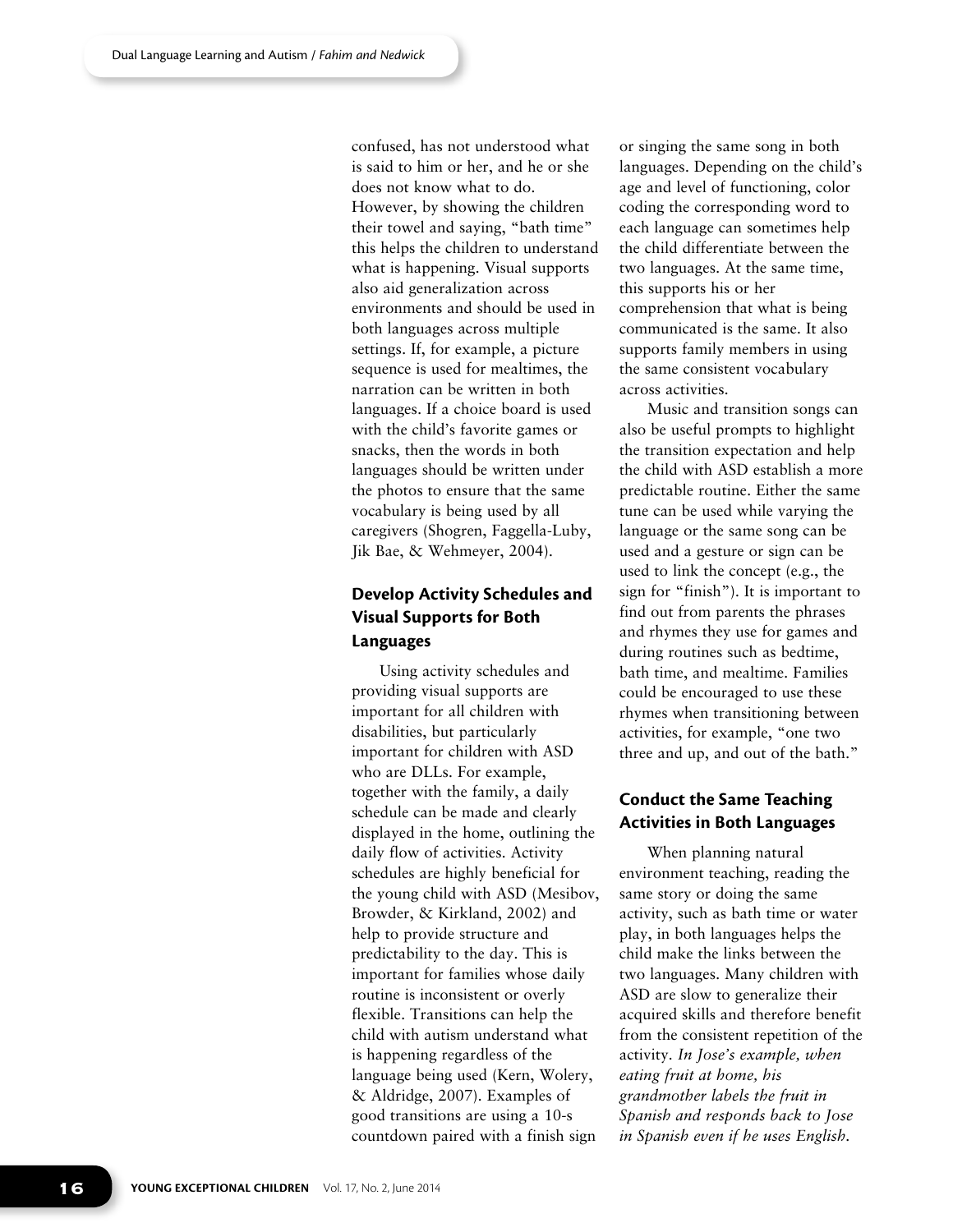confused, has not understood what is said to him or her, and he or she does not know what to do. However, by showing the children their towel and saying, "bath time" this helps the children to understand what is happening. Visual supports also aid generalization across environments and should be used in both languages across multiple settings. If, for example, a picture sequence is used for mealtimes, the narration can be written in both languages. If a choice board is used with the child's favorite games or snacks, then the words in both languages should be written under the photos to ensure that the same vocabulary is being used by all caregivers (Shogren, Faggella-Luby, Jik Bae, & Wehmeyer, 2004).

### Develop Activity Schedules and Visual Supports for Both Languages

Using activity schedules and providing visual supports are important for all children with disabilities, but particularly important for children with ASD who are DLLs. For example, together with the family, a daily schedule can be made and clearly displayed in the home, outlining the daily flow of activities. Activity schedules are highly beneficial for the young child with ASD (Mesibov, Browder, & Kirkland, 2002) and help to provide structure and predictability to the day. This is important for families whose daily routine is inconsistent or overly flexible. Transitions can help the child with autism understand what is happening regardless of the language being used (Kern, Wolery, & Aldridge, 2007). Examples of good transitions are using a 10-s countdown paired with a finish sign or singing the same song in both languages. Depending on the child's age and level of functioning, color coding the corresponding word to each language can sometimes help the child differentiate between the two languages. At the same time, this supports his or her comprehension that what is being communicated is the same. It also supports family members in using the same consistent vocabulary across activities.

Music and transition songs can also be useful prompts to highlight the transition expectation and help the child with ASD establish a more predictable routine. Either the same tune can be used while varying the language or the same song can be used and a gesture or sign can be used to link the concept (e.g., the sign for "finish"). It is important to find out from parents the phrases and rhymes they use for games and during routines such as bedtime, bath time, and mealtime. Families could be encouraged to use these rhymes when transitioning between activities, for example, "one two three and up, and out of the bath."

### Conduct the Same Teaching Activities in Both Languages

When planning natural environment teaching, reading the same story or doing the same activity, such as bath time or water play, in both languages helps the child make the links between the two languages. Many children with ASD are slow to generalize their acquired skills and therefore benefit from the consistent repetition of the activity. *In Jose's example, when eating fruit at home, his grandmother labels the fruit in Spanish and responds back to Jose in Spanish even if he uses English.*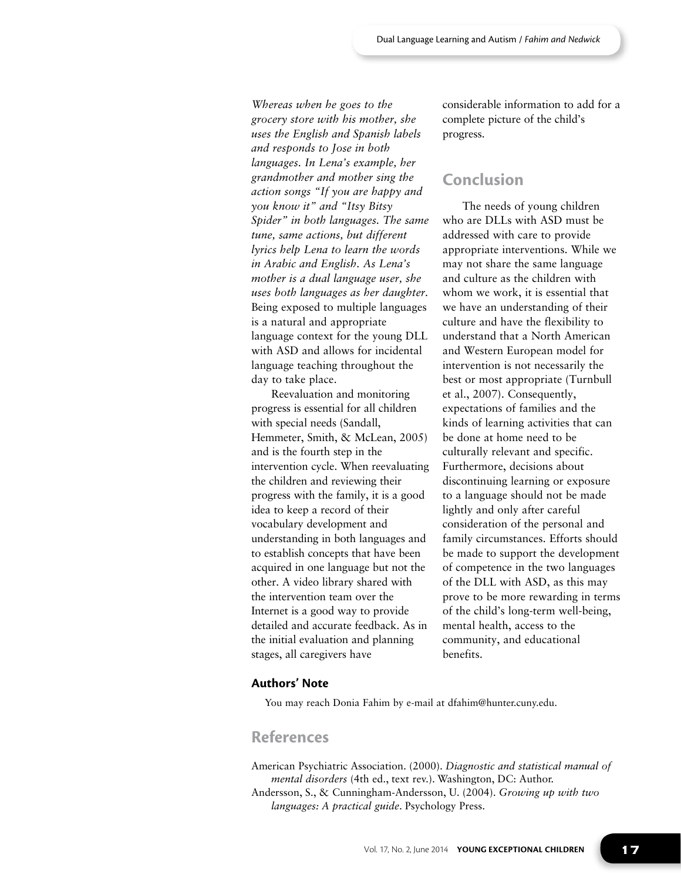*Whereas when he goes to the grocery store with his mother, she uses the English and Spanish labels and responds to Jose in both languages. In Lena's example, her grandmother and mother sing the action songs "If you are happy and you know it" and "Itsy Bitsy Spider" in both languages. The same tune, same actions, but different lyrics help Lena to learn the words in Arabic and English. As Lena's mother is a dual language user, she uses both languages as her daughter.* Being exposed to multiple languages is a natural and appropriate language context for the young DLL with ASD and allows for incidental language teaching throughout the day to take place.

Reevaluation and monitoring progress is essential for all children with special needs (Sandall, Hemmeter, Smith, & McLean, 2005) and is the fourth step in the intervention cycle. When reevaluating the children and reviewing their progress with the family, it is a good idea to keep a record of their vocabulary development and understanding in both languages and to establish concepts that have been acquired in one language but not the other. A video library shared with the intervention team over the Internet is a good way to provide detailed and accurate feedback. As in the initial evaluation and planning stages, all caregivers have considerable information to add for a complete picture of the child's progress.

## Conclusion

The needs of young children who are DLLs with ASD must be addressed with care to provide appropriate interventions. While we may not share the same language and culture as the children with whom we work, it is essential that we have an understanding of their culture and have the flexibility to understand that a North American and Western European model for intervention is not necessarily the best or most appropriate (Turnbull et al., 2007). Consequently, expectations of families and the kinds of learning activities that can be done at home need to be culturally relevant and specific. Furthermore, decisions about discontinuing learning or exposure to a language should not be made lightly and only after careful consideration of the personal and family circumstances. Efforts should be made to support the development of competence in the two languages of the DLL with ASD, as this may prove to be more rewarding in terms of the child's long-term well-being, mental health, access to the community, and educational benefits.

### Authors' Note

You may reach Donia Fahim by e-mail at dfahim@hunter.cuny.edu.

## References

American Psychiatric Association. (2000). *Diagnostic and statistical manual of mental disorders* (4th ed., text rev.). Washington, DC: Author.

Andersson, S., & Cunningham-Andersson, U. (2004). *Growing up with two languages: A practical guide*. Psychology Press.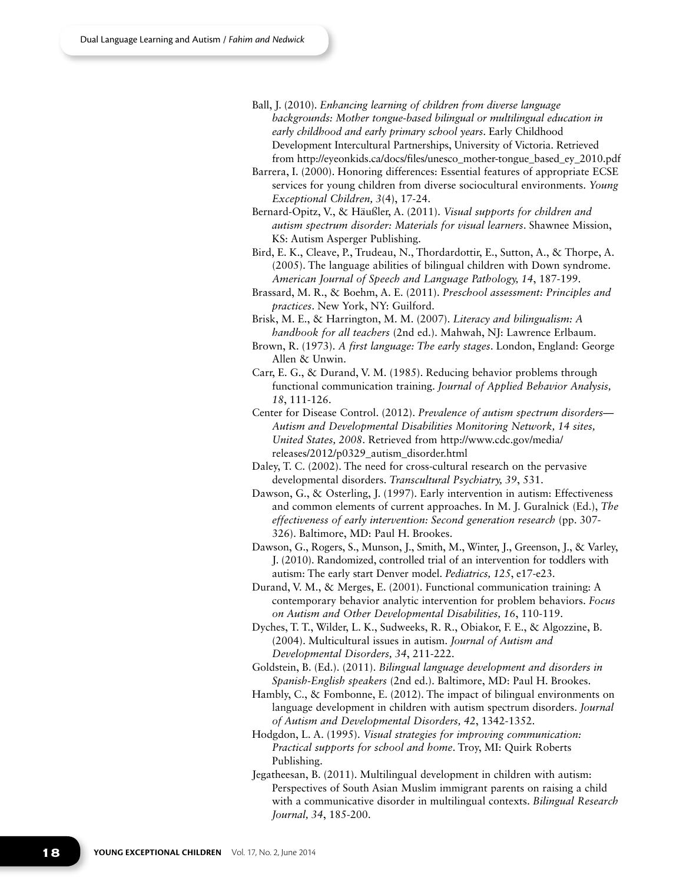Ball, J. (2010). *Enhancing learning of children from diverse language backgrounds: Mother tongue-based bilingual or multilingual education in early childhood and early primary school years*. Early Childhood Development Intercultural Partnerships, University of Victoria. Retrieved from http://eyeonkids.ca/docs/files/unesco_mother-tongue_based_ey_2010.pdf

Barrera, I. (2000). Honoring differences: Essential features of appropriate ECSE services for young children from diverse sociocultural environments. *Young Exceptional Children, 3*(4), 17-24.

Bernard-Opitz, V., & Häußler, A. (2011). *Visual supports for children and autism spectrum disorder: Materials for visual learners*. Shawnee Mission, KS: Autism Asperger Publishing.

Bird, E. K., Cleave, P., Trudeau, N., Thordardottir, E., Sutton, A., & Thorpe, A. (2005). The language abilities of bilingual children with Down syndrome. *American Journal of Speech and Language Pathology, 14*, 187-199.

Brassard, M. R., & Boehm, A. E. (2011). *Preschool assessment: Principles and practices*. New York, NY: Guilford.

Brisk, M. E., & Harrington, M. M. (2007). *Literacy and bilingualism: A handbook for all teachers* (2nd ed.). Mahwah, NJ: Lawrence Erlbaum.

Brown, R. (1973). *A first language: The early stages*. London, England: George Allen & Unwin.

Carr, E. G., & Durand, V. M. (1985). Reducing behavior problems through functional communication training. *Journal of Applied Behavior Analysis, 18*, 111-126.

Center for Disease Control. (2012). *Prevalence of autism spectrum disorders—Autism and Developmental Disabilities Monitoring Network, 14 sites, United States, 2008*. Retrieved from http://www.cdc.gov/media/releases/2012/p0329_autism_disorder.html

Daley, T. C. (2002). The need for cross-cultural research on the pervasive developmental disorders. *Transcultural Psychiatry, 39*, 531.

Dawson, G., & Osterling, J. (1997). Early intervention in autism: Effectiveness and common elements of current approaches. In M. J. Guralnick (Ed.), *The effectiveness of early intervention: Second generation research* (pp. 307-326). Baltimore, MD: Paul H. Brookes.

Dawson, G., Rogers, S., Munson, J., Smith, M., Winter, J., Greenson, J., & Varley, J. (2010). Randomized, controlled trial of an intervention for toddlers with autism: The early start Denver model. *Pediatrics, 125*, e17-e23.

Durand, V. M., & Merges, E. (2001). Functional communication training: A contemporary behavior analytic intervention for problem behaviors. *Focus on Autism and Other Developmental Disabilities, 16*, 110-119.

Dyches, T. T., Wilder, L. K., Sudweeks, R. R., Obiakor, F. E., & Algozzine, B. (2004). Multicultural issues in autism. *Journal of Autism and Developmental Disorders, 34*, 211-222.

Goldstein, B. (Ed.). (2011). *Bilingual language development and disorders in Spanish-English speakers* (2nd ed.). Baltimore, MD: Paul H. Brookes.

Hambly, C., & Fombonne, E. (2012). The impact of bilingual environments on language development in children with autism spectrum disorders. *Journal of Autism and Developmental Disorders, 42*, 1342-1352.

Hodgdon, L. A. (1995). *Visual strategies for improving communication: Practical supports for school and home*. Troy, MI: Quirk Roberts Publishing.

Jegatheesan, B. (2011). Multilingual development in children with autism: Perspectives of South Asian Muslim immigrant parents on raising a child with a communicative disorder in multilingual contexts. *Bilingual Research Journal, 34*, 185-200.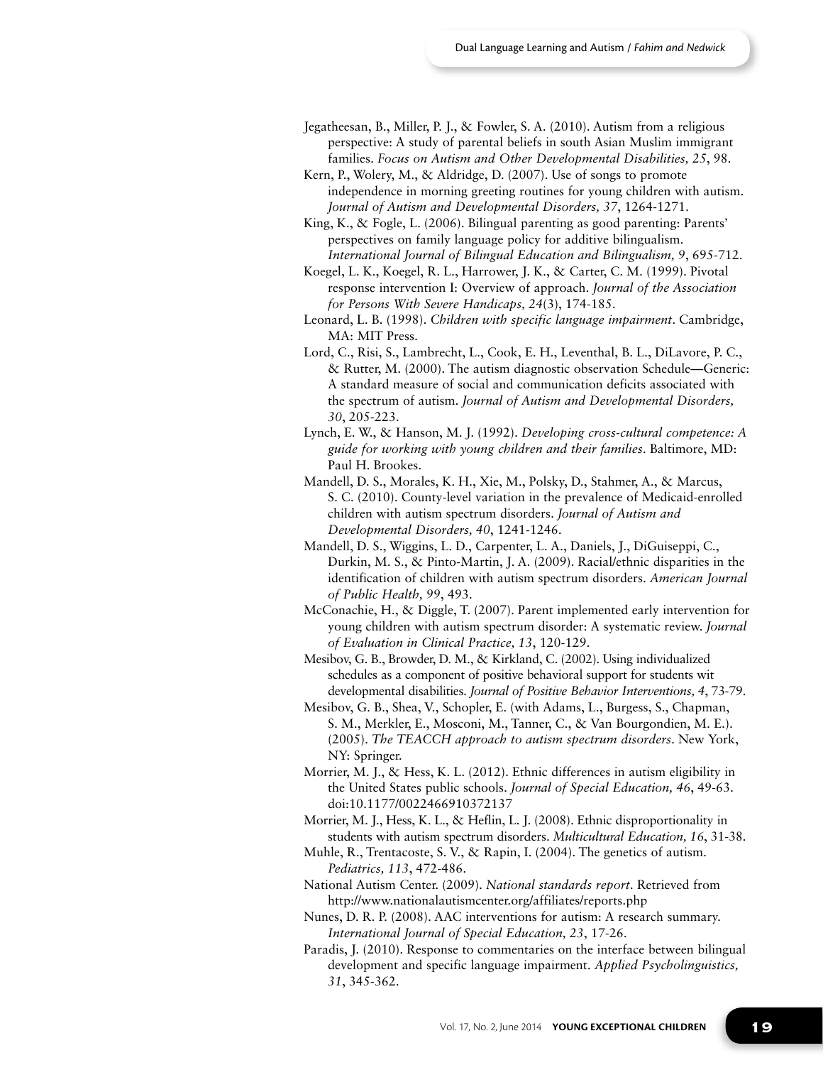Jegatheesan, B., Miller, P. J., & Fowler, S. A. (2010). Autism from a religious perspective: A study of parental beliefs in south Asian Muslim immigrant families. *Focus on Autism and Other Developmental Disabilities, 25*, 98.

Kern, P., Wolery, M., & Aldridge, D. (2007). Use of songs to promote independence in morning greeting routines for young children with autism. *Journal of Autism and Developmental Disorders, 37*, 1264-1271.

King, K., & Fogle, L. (2006). Bilingual parenting as good parenting: Parents' perspectives on family language policy for additive bilingualism. *International Journal of Bilingual Education and Bilingualism, 9*, 695-712.

Koegel, L. K., Koegel, R. L., Harrower, J. K., & Carter, C. M. (1999). Pivotal response intervention I: Overview of approach. *Journal of the Association for Persons With Severe Handicaps, 24*(3), 174-185.

Leonard, L. B. (1998). *Children with specific language impairment*. Cambridge, MA: MIT Press.

Lord, C., Risi, S., Lambrecht, L., Cook, E. H., Leventhal, B. L., DiLavore, P. C., & Rutter, M. (2000). The autism diagnostic observation Schedule—Generic: A standard measure of social and communication deficits associated with the spectrum of autism. *Journal of Autism and Developmental Disorders, 30*, 205-223.

Lynch, E. W., & Hanson, M. J. (1992). *Developing cross-cultural competence: A guide for working with young children and their families*. Baltimore, MD: Paul H. Brookes.

Mandell, D. S., Morales, K. H., Xie, M., Polsky, D., Stahmer, A., & Marcus, S. C. (2010). County-level variation in the prevalence of Medicaid-enrolled children with autism spectrum disorders. *Journal of Autism and Developmental Disorders, 40*, 1241-1246.

Mandell, D. S., Wiggins, L. D., Carpenter, L. A., Daniels, J., DiGuiseppi, C., Durkin, M. S., & Pinto-Martin, J. A. (2009). Racial/ethnic disparities in the identification of children with autism spectrum disorders. *American Journal of Public Health, 99*, 493.

McConachie, H., & Diggle, T. (2007). Parent implemented early intervention for young children with autism spectrum disorder: A systematic review. *Journal of Evaluation in Clinical Practice, 13*, 120-129.

Mesibov, G. B., Browder, D. M., & Kirkland, C. (2002). Using individualized schedules as a component of positive behavioral support for students wit developmental disabilities. *Journal of Positive Behavior Interventions, 4*, 73-79.

Mesibov, G. B., Shea, V., Schopler, E. (with Adams, L., Burgess, S., Chapman, S. M., Merkler, E., Mosconi, M., Tanner, C., & Van Bourgondien, M. E.). (2005). *The TEACCH approach to autism spectrum disorders*. New York, NY: Springer.

Morrier, M. J., & Hess, K. L. (2012). Ethnic differences in autism eligibility in the United States public schools. *Journal of Special Education, 46*, 49-63. doi:10.1177/0022466910372137

Morrier, M. J., Hess, K. L., & Heflin, L. J. (2008). Ethnic disproportionality in students with autism spectrum disorders. *Multicultural Education, 16*, 31-38.

Muhle, R., Trentacoste, S. V., & Rapin, I. (2004). The genetics of autism. *Pediatrics, 113*, 472-486.

National Autism Center. (2009). *National standards report*. Retrieved from http://www.nationalautismcenter.org/affiliates/reports.php

Nunes, D. R. P. (2008). AAC interventions for autism: A research summary. *International Journal of Special Education, 23*, 17-26.

Paradis, J. (2010). Response to commentaries on the interface between bilingual development and specific language impairment. *Applied Psycholinguistics, 31*, 345-362.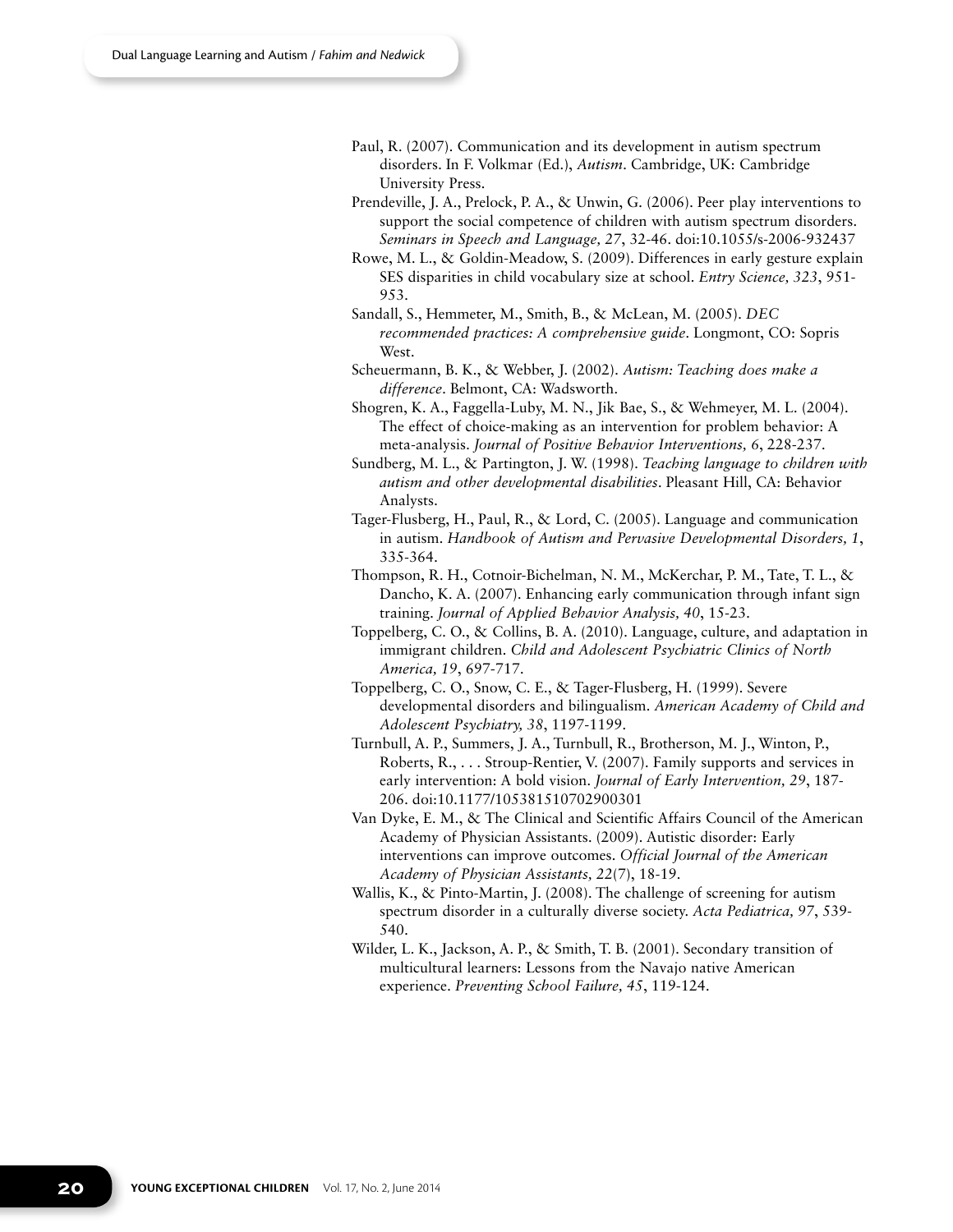Paul, R. (2007). Communication and its development in autism spectrum disorders. In F. Volkmar (Ed.), *Autism*. Cambridge, UK: Cambridge University Press.

Prendeville, J. A., Prelock, P. A., & Unwin, G. (2006). Peer play interventions to support the social competence of children with autism spectrum disorders. *Seminars in Speech and Language, 27*, 32-46. doi:10.1055/s-2006-932437

Rowe, M. L., & Goldin-Meadow, S. (2009). Differences in early gesture explain SES disparities in child vocabulary size at school. *Entry Science, 323*, 951-953.

Sandall, S., Hemmeter, M., Smith, B., & McLean, M. (2005). *DEC recommended practices: A comprehensive guide*. Longmont, CO: Sopris West.

Scheuermann, B. K., & Webber, J. (2002). *Autism: Teaching does make a difference*. Belmont, CA: Wadsworth.

Shogren, K. A., Faggella-Luby, M. N., Jik Bae, S., & Wehmeyer, M. L. (2004). The effect of choice-making as an intervention for problem behavior: A meta-analysis. *Journal of Positive Behavior Interventions, 6*, 228-237.

Sundberg, M. L., & Partington, J. W. (1998). *Teaching language to children with autism and other developmental disabilities*. Pleasant Hill, CA: Behavior Analysts.

Tager-Flusberg, H., Paul, R., & Lord, C. (2005). Language and communication in autism. *Handbook of Autism and Pervasive Developmental Disorders, 1*, 335-364.

Thompson, R. H., Cotnoir-Bichelman, N. M., McKerchar, P. M., Tate, T. L., & Dancho, K. A. (2007). Enhancing early communication through infant sign training. *Journal of Applied Behavior Analysis, 40*, 15-23.

Toppelberg, C. O., & Collins, B. A. (2010). Language, culture, and adaptation in immigrant children. *Child and Adolescent Psychiatric Clinics of North America, 19*, 697-717.

Toppelberg, C. O., Snow, C. E., & Tager-Flusberg, H. (1999). Severe developmental disorders and bilingualism. *American Academy of Child and Adolescent Psychiatry, 38*, 1197-1199.

Turnbull, A. P., Summers, J. A., Turnbull, R., Brotherson, M. J., Winton, P., Roberts, R., . . . Stroup-Rentier, V. (2007). Family supports and services in early intervention: A bold vision. *Journal of Early Intervention, 29*, 187-206. doi:10.1177/105381510702900301

Van Dyke, E. M., & The Clinical and Scientific Affairs Council of the American Academy of Physician Assistants. (2009). Autistic disorder: Early interventions can improve outcomes. *Official Journal of the American Academy of Physician Assistants, 22*(7), 18-19.

Wallis, K., & Pinto-Martin, J. (2008). The challenge of screening for autism spectrum disorder in a culturally diverse society. *Acta Pediatrica, 97*, 539-540.

Wilder, L. K., Jackson, A. P., & Smith, T. B. (2001). Secondary transition of multicultural learners: Lessons from the Navajo native American experience. *Preventing School Failure, 45*, 119-124.